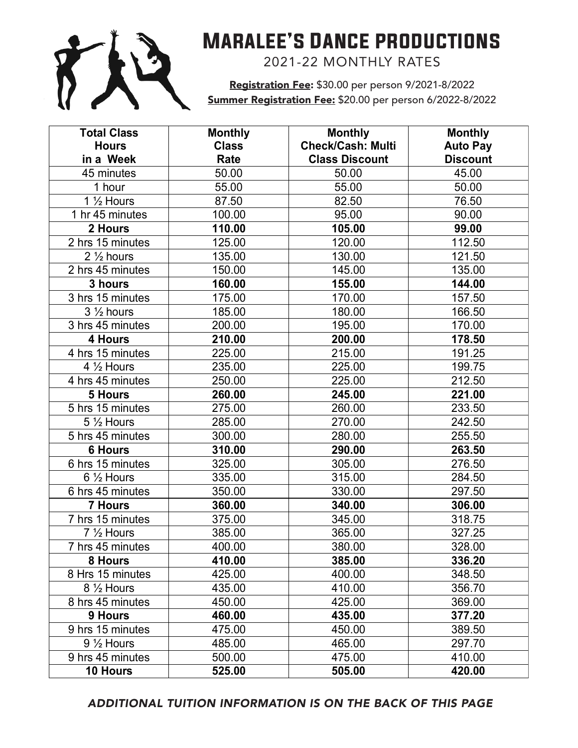# Maralee's Dance Productions

2021-22 MONTHLY RATES

**Registration Fee:** $30.00 per person 9/2021-8/2022

**Summer Registration Fee:** $20.00 per person 6/2022-8/2022

| Total Class Hours in a Week | Monthly Class Rate | Monthly Check/Cash: Multi Class Discount | Monthly Auto Pay Discount |
|---|---|---|---|
| 45 minutes | 50.00 | 50.00 | 45.00 |
| 1 hour | 55.00 | 55.00 | 50.00 |
| 1 ½ Hours | 87.50 | 82.50 | 76.50 |
| 1 hr 45 minutes | 100.00 | 95.00 | 90.00 |
| **2 Hours** | **110.00** | **105.00** | **99.00** |
| 2 hrs 15 minutes | 125.00 | 120.00 | 112.50 |
| 2 ½ hours | 135.00 | 130.00 | 121.50 |
| 2 hrs 45 minutes | 150.00 | 145.00 | 135.00 |
| **3 hours** | **160.00** | **155.00** | **144.00** |
| 3 hrs 15 minutes | 175.00 | 170.00 | 157.50 |
| 3 ½ hours | 185.00 | 180.00 | 166.50 |
| 3 hrs 45 minutes | 200.00 | 195.00 | 170.00 |
| **4 Hours** | **210.00** | **200.00** | **178.50** |
| 4 hrs 15 minutes | 225.00 | 215.00 | 191.25 |
| 4 ½ Hours | 235.00 | 225.00 | 199.75 |
| 4 hrs 45 minutes | 250.00 | 225.00 | 212.50 |
| **5 Hours** | **260.00** | **245.00** | **221.00** |
| 5 hrs 15 minutes | 275.00 | 260.00 | 233.50 |
| 5 ½ Hours | 285.00 | 270.00 | 242.50 |
| 5 hrs 45 minutes | 300.00 | 280.00 | 255.50 |
| **6 Hours** | **310.00** | **290.00** | **263.50** |
| 6 hrs 15 minutes | 325.00 | 305.00 | 276.50 |
| 6 ½ Hours | 335.00 | 315.00 | 284.50 |
| 6 hrs 45 minutes | 350.00 | 330.00 | 297.50 |
| **7 Hours** | **360.00** | **340.00** | **306.00** |
| 7 hrs 15 minutes | 375.00 | 345.00 | 318.75 |
| 7 ½ Hours | 385.00 | 365.00 | 327.25 |
| 7 hrs 45 minutes | 400.00 | 380.00 | 328.00 |
| **8 Hours** | **410.00** | **385.00** | **336.20** |
| 8 Hrs 15 minutes | 425.00 | 400.00 | 348.50 |
| 8 ½ Hours | 435.00 | 410.00 | 356.70 |
| 8 hrs 45 minutes | 450.00 | 425.00 | 369.00 |
| **9 Hours** | **460.00** | **435.00** | **377.20** |
| 9 hrs 15 minutes | 475.00 | 450.00 | 389.50 |
| 9 ½ Hours | 485.00 | 465.00 | 297.70 |
| 9 hrs 45 minutes | 500.00 | 475.00 | 410.00 |
| **10 Hours** | **525.00** | **505.00** | **420.00** |

*ADDITIONAL TUITION INFORMATION IS ON THE BACK OF THIS PAGE*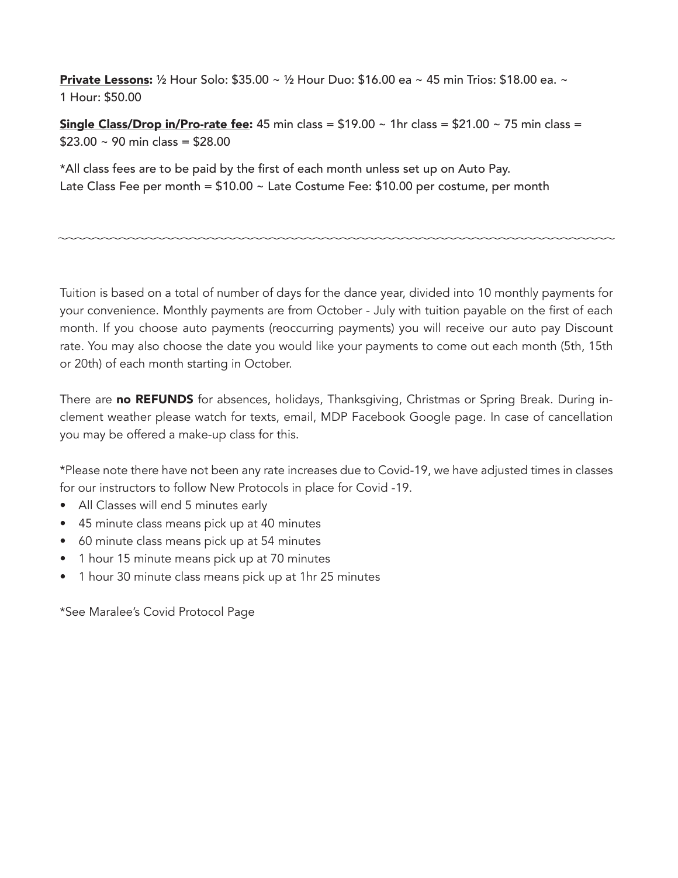**<u>Private Lessons</u>:** ½ Hour Solo: $35.00 ~ ½ Hour Duo: $16.00 ea ~ 45 min Trios: $18.00 ea. ~ 1 Hour: $50.00

**<u>Single Class/Drop in/Pro-rate fee</u>:** 45 min class = $19.00 ~ 1hr class = $21.00 ~ 75 min class = $23.00 ~ 90 min class = $28.00

*All class fees are to be paid by the first of each month unless set up on Auto Pay.
Late Class Fee per month = $10.00 ~ Late Costume Fee: $10.00 per costume, per month

---

Tuition is based on a total of number of days for the dance year, divided into 10 monthly payments for your convenience. Monthly payments are from October - July with tuition payable on the first of each month. If you choose auto payments (reoccurring payments) you will receive our auto pay Discount rate. You may also choose the date you would like your payments to come out each month (5th, 15th or 20th) of each month starting in October.

There are **no REFUNDS** for absences, holidays, Thanksgiving, Christmas or Spring Break. During inclement weather please watch for texts, email, MDP Facebook Google page. In case of cancellation you may be offered a make-up class for this.

*Please note there have not been any rate increases due to Covid-19, we have adjusted times in classes for our instructors to follow New Protocols in place for Covid -19.

- All Classes will end 5 minutes early
- 45 minute class means pick up at 40 minutes
- 60 minute class means pick up at 54 minutes
- 1 hour 15 minute means pick up at 70 minutes
- 1 hour 30 minute class means pick up at 1hr 25 minutes

*See Maralee's Covid Protocol Page